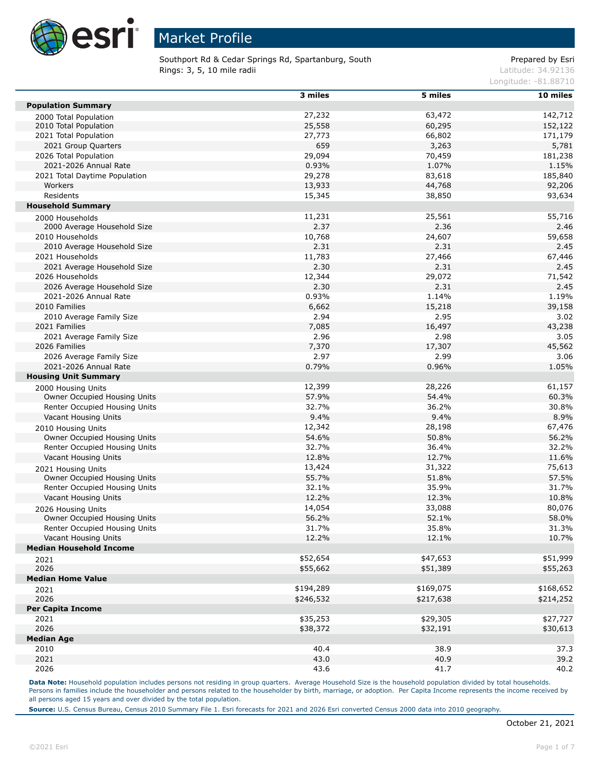# Market Profile

Southport Rd & Cedar Springs Rd, Spartanburg, South
Rings: 3, 5, 10 mile radii

Prepared by Esri
Latitude: 34.92136
Longitude: -81.88710

| | 3 miles | 5 miles | 10 miles |
|---|---|---|---|
| **Population Summary** | | | |
| 2000 Total Population | 27,232 | 63,472 | 142,712 |
| 2010 Total Population | 25,558 | 60,295 | 152,122 |
| 2021 Total Population | 27,773 | 66,802 | 171,179 |
| 2021 Group Quarters | 659 | 3,263 | 5,781 |
| 2026 Total Population | 29,094 | 70,459 | 181,238 |
| 2021-2026 Annual Rate | 0.93% | 1.07% | 1.15% |
| 2021 Total Daytime Population | 29,278 | 83,618 | 185,840 |
| Workers | 13,933 | 44,768 | 92,206 |
| Residents | 15,345 | 38,850 | 93,634 |
| **Household Summary** | | | |
| 2000 Households | 11,231 | 25,561 | 55,716 |
| 2000 Average Household Size | 2.37 | 2.36 | 2.46 |
| 2010 Households | 10,768 | 24,607 | 59,658 |
| 2010 Average Household Size | 2.31 | 2.31 | 2.45 |
| 2021 Households | 11,783 | 27,466 | 67,446 |
| 2021 Average Household Size | 2.30 | 2.31 | 2.45 |
| 2026 Households | 12,344 | 29,072 | 71,542 |
| 2026 Average Household Size | 2.30 | 2.31 | 2.45 |
| 2021-2026 Annual Rate | 0.93% | 1.14% | 1.19% |
| 2010 Families | 6,662 | 15,218 | 39,158 |
| 2010 Average Family Size | 2.94 | 2.95 | 3.02 |
| 2021 Families | 7,085 | 16,497 | 43,238 |
| 2021 Average Family Size | 2.96 | 2.98 | 3.05 |
| 2026 Families | 7,370 | 17,307 | 45,562 |
| 2026 Average Family Size | 2.97 | 2.99 | 3.06 |
| 2021-2026 Annual Rate | 0.79% | 0.96% | 1.05% |
| **Housing Unit Summary** | | | |
| 2000 Housing Units | 12,399 | 28,226 | 61,157 |
| Owner Occupied Housing Units | 57.9% | 54.4% | 60.3% |
| Renter Occupied Housing Units | 32.7% | 36.2% | 30.8% |
| Vacant Housing Units | 9.4% | 9.4% | 8.9% |
| 2010 Housing Units | 12,342 | 28,198 | 67,476 |
| Owner Occupied Housing Units | 54.6% | 50.8% | 56.2% |
| Renter Occupied Housing Units | 32.7% | 36.4% | 32.2% |
| Vacant Housing Units | 12.8% | 12.7% | 11.6% |
| 2021 Housing Units | 13,424 | 31,322 | 75,613 |
| Owner Occupied Housing Units | 55.7% | 51.8% | 57.5% |
| Renter Occupied Housing Units | 32.1% | 35.9% | 31.7% |
| Vacant Housing Units | 12.2% | 12.3% | 10.8% |
| 2026 Housing Units | 14,054 | 33,088 | 80,076 |
| Owner Occupied Housing Units | 56.2% | 52.1% | 58.0% |
| Renter Occupied Housing Units | 31.7% | 35.8% | 31.3% |
| Vacant Housing Units | 12.2% | 12.1% | 10.7% |
| **Median Household Income** | | | |
| 2021 | $52,654 | $47,653 | $51,999 |
| 2026 | $55,662 | $51,389 | $55,263 |
| **Median Home Value** | | | |
| 2021 | $194,289 | $169,075 | $168,652 |
| 2026 | $246,532 | $217,638 | $214,252 |
| **Per Capita Income** | | | |
| 2021 | $35,253 | $29,305 | $27,727 |
| 2026 | $38,372 | $32,191 | $30,613 |
| **Median Age** | | | |
| 2010 | 40.4 | 38.9 | 37.3 |
| 2021 | 43.0 | 40.9 | 39.2 |
| 2026 | 43.6 | 41.7 | 40.2 |

**Data Note:** Household population includes persons not residing in group quarters. Average Household Size is the household population divided by total households. Persons in families include the householder and persons related to the householder by birth, marriage, or adoption. Per Capita Income represents the income received by all persons aged 15 years and over divided by the total population.

**Source:** U.S. Census Bureau, Census 2010 Summary File 1. Esri forecasts for 2021 and 2026 Esri converted Census 2000 data into 2010 geography.

October 21, 2021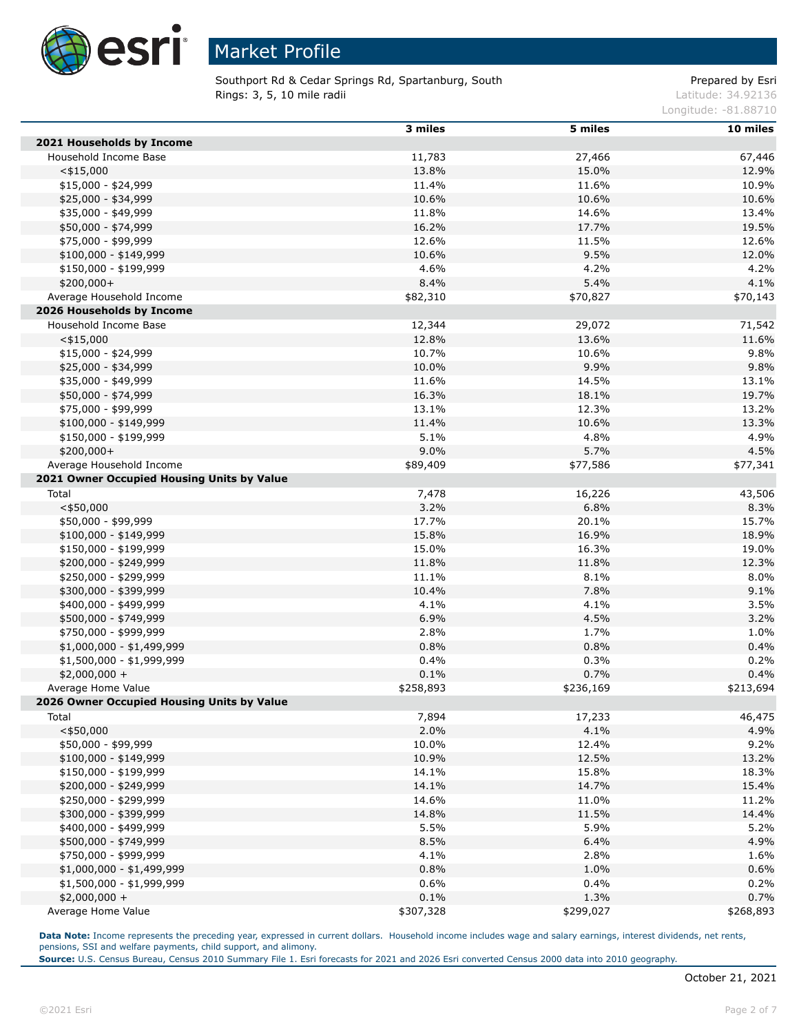# Market Profile

Southport Rd & Cedar Springs Rd, Spartanburg, South
Rings: 3, 5, 10 mile radii

Prepared by Esri
Latitude: 34.92136
Longitude: -81.88710

| | 3 miles | 5 miles | 10 miles |
|---|---|---|---|
| **2021 Households by Income** | | | |
| Household Income Base | 11,783 | 27,466 | 67,446 |
| <$15,000 | 13.8% | 15.0% | 12.9% |
| $15,000 - $24,999 | 11.4% | 11.6% | 10.9% |
| $25,000 - $34,999 | 10.6% | 10.6% | 10.6% |
| $35,000 - $49,999 | 11.8% | 14.6% | 13.4% |
| $50,000 - $74,999 | 16.2% | 17.7% | 19.5% |
| $75,000 - $99,999 | 12.6% | 11.5% | 12.6% |
| $100,000 - $149,999 | 10.6% | 9.5% | 12.0% |
| $150,000 - $199,999 | 4.6% | 4.2% | 4.2% |
| $200,000+ | 8.4% | 5.4% | 4.1% |
| Average Household Income | $82,310 | $70,827 | $70,143 |
| **2026 Households by Income** | | | |
| Household Income Base | 12,344 | 29,072 | 71,542 |
| <$15,000 | 12.8% | 13.6% | 11.6% |
| $15,000 - $24,999 | 10.7% | 10.6% | 9.8% |
| $25,000 - $34,999 | 10.0% | 9.9% | 9.8% |
| $35,000 - $49,999 | 11.6% | 14.5% | 13.1% |
| $50,000 - $74,999 | 16.3% | 18.1% | 19.7% |
| $75,000 - $99,999 | 13.1% | 12.3% | 13.2% |
| $100,000 - $149,999 | 11.4% | 10.6% | 13.3% |
| $150,000 - $199,999 | 5.1% | 4.8% | 4.9% |
| $200,000+ | 9.0% | 5.7% | 4.5% |
| Average Household Income | $89,409 | $77,586 | $77,341 |
| **2021 Owner Occupied Housing Units by Value** | | | |
| Total | 7,478 | 16,226 | 43,506 |
| <$50,000 | 3.2% | 6.8% | 8.3% |
| $50,000 - $99,999 | 17.7% | 20.1% | 15.7% |
| $100,000 - $149,999 | 15.8% | 16.9% | 18.9% |
| $150,000 - $199,999 | 15.0% | 16.3% | 19.0% |
| $200,000 - $249,999 | 11.8% | 11.8% | 12.3% |
| $250,000 - $299,999 | 11.1% | 8.1% | 8.0% |
| $300,000 - $399,999 | 10.4% | 7.8% | 9.1% |
| $400,000 - $499,999 | 4.1% | 4.1% | 3.5% |
| $500,000 - $749,999 | 6.9% | 4.5% | 3.2% |
| $750,000 - $999,999 | 2.8% | 1.7% | 1.0% |
| $1,000,000 - $1,499,999 | 0.8% | 0.8% | 0.4% |
| $1,500,000 - $1,999,999 | 0.4% | 0.3% | 0.2% |
| $2,000,000 + | 0.1% | 0.7% | 0.4% |
| Average Home Value | $258,893 | $236,169 | $213,694 |
| **2026 Owner Occupied Housing Units by Value** | | | |
| Total | 7,894 | 17,233 | 46,475 |
| <$50,000 | 2.0% | 4.1% | 4.9% |
| $50,000 - $99,999 | 10.0% | 12.4% | 9.2% |
| $100,000 - $149,999 | 10.9% | 12.5% | 13.2% |
| $150,000 - $199,999 | 14.1% | 15.8% | 18.3% |
| $200,000 - $249,999 | 14.1% | 14.7% | 15.4% |
| $250,000 - $299,999 | 14.6% | 11.0% | 11.2% |
| $300,000 - $399,999 | 14.8% | 11.5% | 14.4% |
| $400,000 - $499,999 | 5.5% | 5.9% | 5.2% |
| $500,000 - $749,999 | 8.5% | 6.4% | 4.9% |
| $750,000 - $999,999 | 4.1% | 2.8% | 1.6% |
| $1,000,000 - $1,499,999 | 0.8% | 1.0% | 0.6% |
| $1,500,000 - $1,999,999 | 0.6% | 0.4% | 0.2% |
| $2,000,000 + | 0.1% | 1.3% | 0.7% |
| Average Home Value | $307,328 | $299,027 | $268,893 |

**Data Note:** Income represents the preceding year, expressed in current dollars. Household income includes wage and salary earnings, interest dividends, net rents, pensions, SSI and welfare payments, child support, and alimony.
**Source:** U.S. Census Bureau, Census 2010 Summary File 1. Esri forecasts for 2021 and 2026 Esri converted Census 2000 data into 2010 geography.

October 21, 2021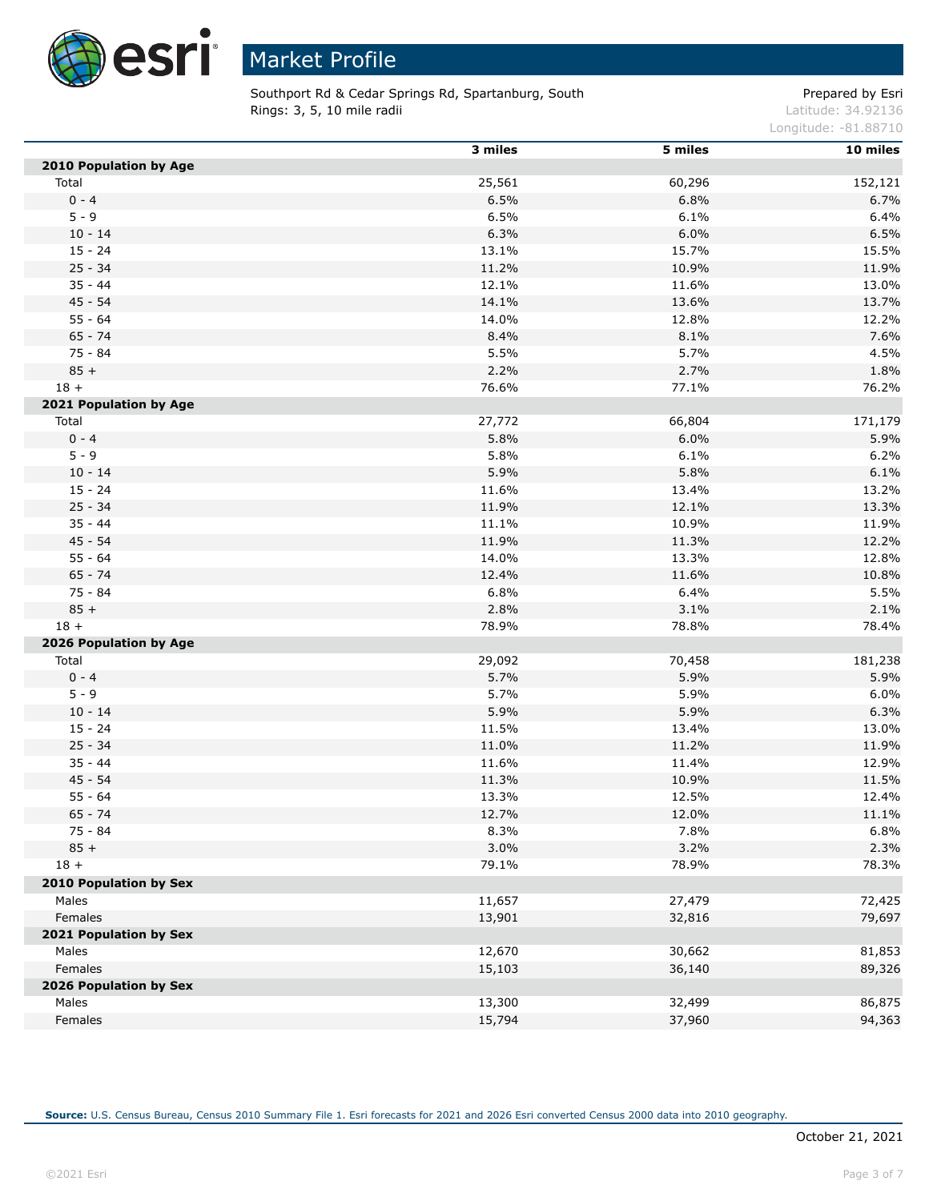# Market Profile

Southport Rd & Cedar Springs Rd, Spartanburg, South
Rings: 3, 5, 10 mile radii

Prepared by Esri
Latitude: 34.92136
Longitude: -81.88710

| | 3 miles | 5 miles | 10 miles |
|---|---|---|---|
| **2010 Population by Age** | | | |
| Total | 25,561 | 60,296 | 152,121 |
| 0 - 4 | 6.5% | 6.8% | 6.7% |
| 5 - 9 | 6.5% | 6.1% | 6.4% |
| 10 - 14 | 6.3% | 6.0% | 6.5% |
| 15 - 24 | 13.1% | 15.7% | 15.5% |
| 25 - 34 | 11.2% | 10.9% | 11.9% |
| 35 - 44 | 12.1% | 11.6% | 13.0% |
| 45 - 54 | 14.1% | 13.6% | 13.7% |
| 55 - 64 | 14.0% | 12.8% | 12.2% |
| 65 - 74 | 8.4% | 8.1% | 7.6% |
| 75 - 84 | 5.5% | 5.7% | 4.5% |
| 85 + | 2.2% | 2.7% | 1.8% |
| 18 + | 76.6% | 77.1% | 76.2% |
| **2021 Population by Age** | | | |
| Total | 27,772 | 66,804 | 171,179 |
| 0 - 4 | 5.8% | 6.0% | 5.9% |
| 5 - 9 | 5.8% | 6.1% | 6.2% |
| 10 - 14 | 5.9% | 5.8% | 6.1% |
| 15 - 24 | 11.6% | 13.4% | 13.2% |
| 25 - 34 | 11.9% | 12.1% | 13.3% |
| 35 - 44 | 11.1% | 10.9% | 11.9% |
| 45 - 54 | 11.9% | 11.3% | 12.2% |
| 55 - 64 | 14.0% | 13.3% | 12.8% |
| 65 - 74 | 12.4% | 11.6% | 10.8% |
| 75 - 84 | 6.8% | 6.4% | 5.5% |
| 85 + | 2.8% | 3.1% | 2.1% |
| 18 + | 78.9% | 78.8% | 78.4% |
| **2026 Population by Age** | | | |
| Total | 29,092 | 70,458 | 181,238 |
| 0 - 4 | 5.7% | 5.9% | 5.9% |
| 5 - 9 | 5.7% | 5.9% | 6.0% |
| 10 - 14 | 5.9% | 5.9% | 6.3% |
| 15 - 24 | 11.5% | 13.4% | 13.0% |
| 25 - 34 | 11.0% | 11.2% | 11.9% |
| 35 - 44 | 11.6% | 11.4% | 12.9% |
| 45 - 54 | 11.3% | 10.9% | 11.5% |
| 55 - 64 | 13.3% | 12.5% | 12.4% |
| 65 - 74 | 12.7% | 12.0% | 11.1% |
| 75 - 84 | 8.3% | 7.8% | 6.8% |
| 85 + | 3.0% | 3.2% | 2.3% |
| 18 + | 79.1% | 78.9% | 78.3% |
| **2010 Population by Sex** | | | |
| Males | 11,657 | 27,479 | 72,425 |
| Females | 13,901 | 32,816 | 79,697 |
| **2021 Population by Sex** | | | |
| Males | 12,670 | 30,662 | 81,853 |
| Females | 15,103 | 36,140 | 89,326 |
| **2026 Population by Sex** | | | |
| Males | 13,300 | 32,499 | 86,875 |
| Females | 15,794 | 37,960 | 94,363 |

**Source:** U.S. Census Bureau, Census 2010 Summary File 1. Esri forecasts for 2021 and 2026 Esri converted Census 2000 data into 2010 geography.

October 21, 2021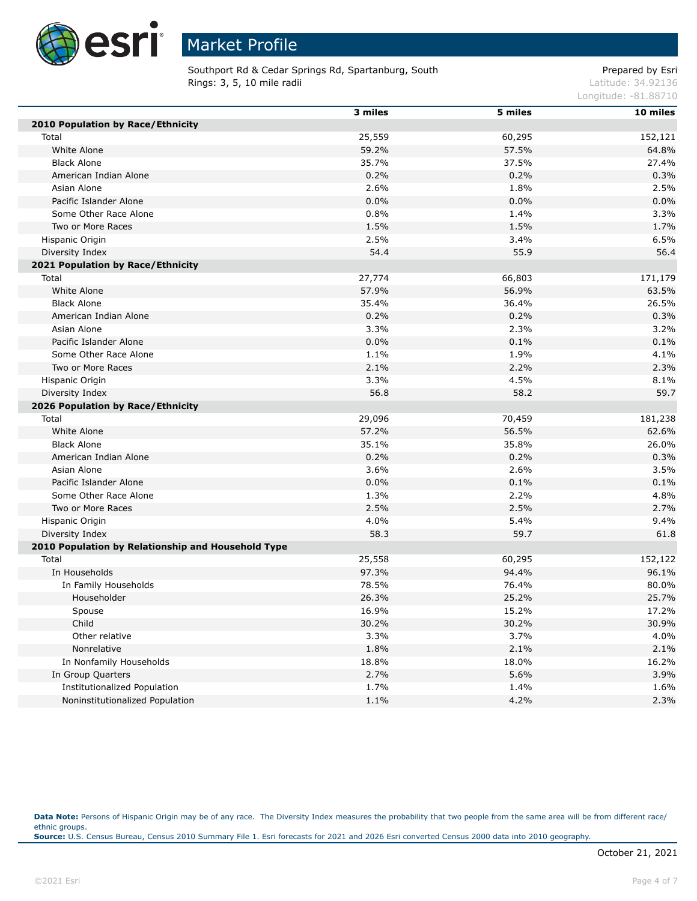# Market Profile

Southport Rd & Cedar Springs Rd, Spartanburg, South
Rings: 3, 5, 10 mile radii

Prepared by Esri
Latitude: 34.92136
Longitude: -81.88710

| | 3 miles | 5 miles | 10 miles |
|---|---|---|---|
| **2010 Population by Race/Ethnicity** | | | |
| Total | 25,559 | 60,295 | 152,121 |
| White Alone | 59.2% | 57.5% | 64.8% |
| Black Alone | 35.7% | 37.5% | 27.4% |
| American Indian Alone | 0.2% | 0.2% | 0.3% |
| Asian Alone | 2.6% | 1.8% | 2.5% |
| Pacific Islander Alone | 0.0% | 0.0% | 0.0% |
| Some Other Race Alone | 0.8% | 1.4% | 3.3% |
| Two or More Races | 1.5% | 1.5% | 1.7% |
| Hispanic Origin | 2.5% | 3.4% | 6.5% |
| Diversity Index | 54.4 | 55.9 | 56.4 |
| **2021 Population by Race/Ethnicity** | | | |
| Total | 27,774 | 66,803 | 171,179 |
| White Alone | 57.9% | 56.9% | 63.5% |
| Black Alone | 35.4% | 36.4% | 26.5% |
| American Indian Alone | 0.2% | 0.2% | 0.3% |
| Asian Alone | 3.3% | 2.3% | 3.2% |
| Pacific Islander Alone | 0.0% | 0.1% | 0.1% |
| Some Other Race Alone | 1.1% | 1.9% | 4.1% |
| Two or More Races | 2.1% | 2.2% | 2.3% |
| Hispanic Origin | 3.3% | 4.5% | 8.1% |
| Diversity Index | 56.8 | 58.2 | 59.7 |
| **2026 Population by Race/Ethnicity** | | | |
| Total | 29,096 | 70,459 | 181,238 |
| White Alone | 57.2% | 56.5% | 62.6% |
| Black Alone | 35.1% | 35.8% | 26.0% |
| American Indian Alone | 0.2% | 0.2% | 0.3% |
| Asian Alone | 3.6% | 2.6% | 3.5% |
| Pacific Islander Alone | 0.0% | 0.1% | 0.1% |
| Some Other Race Alone | 1.3% | 2.2% | 4.8% |
| Two or More Races | 2.5% | 2.5% | 2.7% |
| Hispanic Origin | 4.0% | 5.4% | 9.4% |
| Diversity Index | 58.3 | 59.7 | 61.8 |
| **2010 Population by Relationship and Household Type** | | | |
| Total | 25,558 | 60,295 | 152,122 |
| In Households | 97.3% | 94.4% | 96.1% |
| In Family Households | 78.5% | 76.4% | 80.0% |
| Householder | 26.3% | 25.2% | 25.7% |
| Spouse | 16.9% | 15.2% | 17.2% |
| Child | 30.2% | 30.2% | 30.9% |
| Other relative | 3.3% | 3.7% | 4.0% |
| Nonrelative | 1.8% | 2.1% | 2.1% |
| In Nonfamily Households | 18.8% | 18.0% | 16.2% |
| In Group Quarters | 2.7% | 5.6% | 3.9% |
| Institutionalized Population | 1.7% | 1.4% | 1.6% |
| Noninstitutionalized Population | 1.1% | 4.2% | 2.3% |

**Data Note:** Persons of Hispanic Origin may be of any race. The Diversity Index measures the probability that two people from the same area will be from different race/ethnic groups.
**Source:** U.S. Census Bureau, Census 2010 Summary File 1. Esri forecasts for 2021 and 2026 Esri converted Census 2000 data into 2010 geography.

October 21, 2021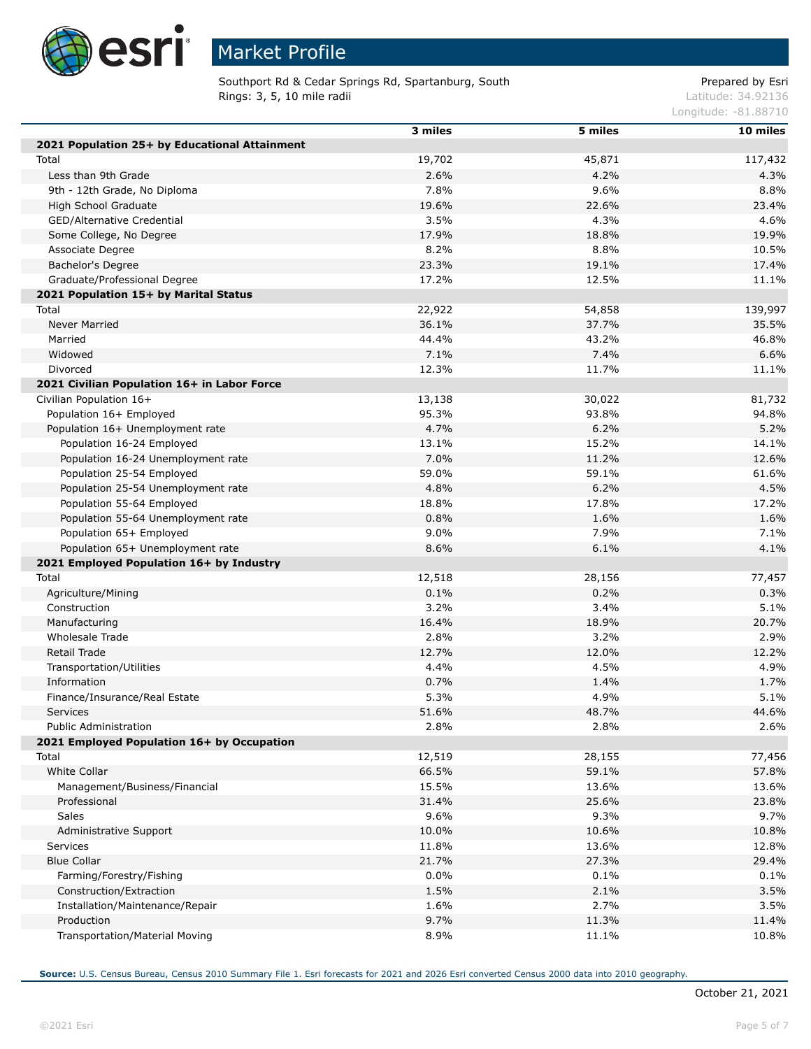# Market Profile

Southport Rd & Cedar Springs Rd, Spartanburg, South
Rings: 3, 5, 10 mile radii

Prepared by Esri
Latitude: 34.92136
Longitude: -81.88710

| | 3 miles | 5 miles | 10 miles |
|---|---|---|---|
| **2021 Population 25+ by Educational Attainment** | | | |
| Total | 19,702 | 45,871 | 117,432 |
| Less than 9th Grade | 2.6% | 4.2% | 4.3% |
| 9th - 12th Grade, No Diploma | 7.8% | 9.6% | 8.8% |
| High School Graduate | 19.6% | 22.6% | 23.4% |
| GED/Alternative Credential | 3.5% | 4.3% | 4.6% |
| Some College, No Degree | 17.9% | 18.8% | 19.9% |
| Associate Degree | 8.2% | 8.8% | 10.5% |
| Bachelor's Degree | 23.3% | 19.1% | 17.4% |
| Graduate/Professional Degree | 17.2% | 12.5% | 11.1% |
| **2021 Population 15+ by Marital Status** | | | |
| Total | 22,922 | 54,858 | 139,997 |
| Never Married | 36.1% | 37.7% | 35.5% |
| Married | 44.4% | 43.2% | 46.8% |
| Widowed | 7.1% | 7.4% | 6.6% |
| Divorced | 12.3% | 11.7% | 11.1% |
| **2021 Civilian Population 16+ in Labor Force** | | | |
| Civilian Population 16+ | 13,138 | 30,022 | 81,732 |
| Population 16+ Employed | 95.3% | 93.8% | 94.8% |
| Population 16+ Unemployment rate | 4.7% | 6.2% | 5.2% |
| Population 16-24 Employed | 13.1% | 15.2% | 14.1% |
| Population 16-24 Unemployment rate | 7.0% | 11.2% | 12.6% |
| Population 25-54 Employed | 59.0% | 59.1% | 61.6% |
| Population 25-54 Unemployment rate | 4.8% | 6.2% | 4.5% |
| Population 55-64 Employed | 18.8% | 17.8% | 17.2% |
| Population 55-64 Unemployment rate | 0.8% | 1.6% | 1.6% |
| Population 65+ Employed | 9.0% | 7.9% | 7.1% |
| Population 65+ Unemployment rate | 8.6% | 6.1% | 4.1% |
| **2021 Employed Population 16+ by Industry** | | | |
| Total | 12,518 | 28,156 | 77,457 |
| Agriculture/Mining | 0.1% | 0.2% | 0.3% |
| Construction | 3.2% | 3.4% | 5.1% |
| Manufacturing | 16.4% | 18.9% | 20.7% |
| Wholesale Trade | 2.8% | 3.2% | 2.9% |
| Retail Trade | 12.7% | 12.0% | 12.2% |
| Transportation/Utilities | 4.4% | 4.5% | 4.9% |
| Information | 0.7% | 1.4% | 1.7% |
| Finance/Insurance/Real Estate | 5.3% | 4.9% | 5.1% |
| Services | 51.6% | 48.7% | 44.6% |
| Public Administration | 2.8% | 2.8% | 2.6% |
| **2021 Employed Population 16+ by Occupation** | | | |
| Total | 12,519 | 28,155 | 77,456 |
| White Collar | 66.5% | 59.1% | 57.8% |
| Management/Business/Financial | 15.5% | 13.6% | 13.6% |
| Professional | 31.4% | 25.6% | 23.8% |
| Sales | 9.6% | 9.3% | 9.7% |
| Administrative Support | 10.0% | 10.6% | 10.8% |
| Services | 11.8% | 13.6% | 12.8% |
| Blue Collar | 21.7% | 27.3% | 29.4% |
| Farming/Forestry/Fishing | 0.0% | 0.1% | 0.1% |
| Construction/Extraction | 1.5% | 2.1% | 3.5% |
| Installation/Maintenance/Repair | 1.6% | 2.7% | 3.5% |
| Production | 9.7% | 11.3% | 11.4% |
| Transportation/Material Moving | 8.9% | 11.1% | 10.8% |

**Source:** U.S. Census Bureau, Census 2010 Summary File 1. Esri forecasts for 2021 and 2026 Esri converted Census 2000 data into 2010 geography.

October 21, 2021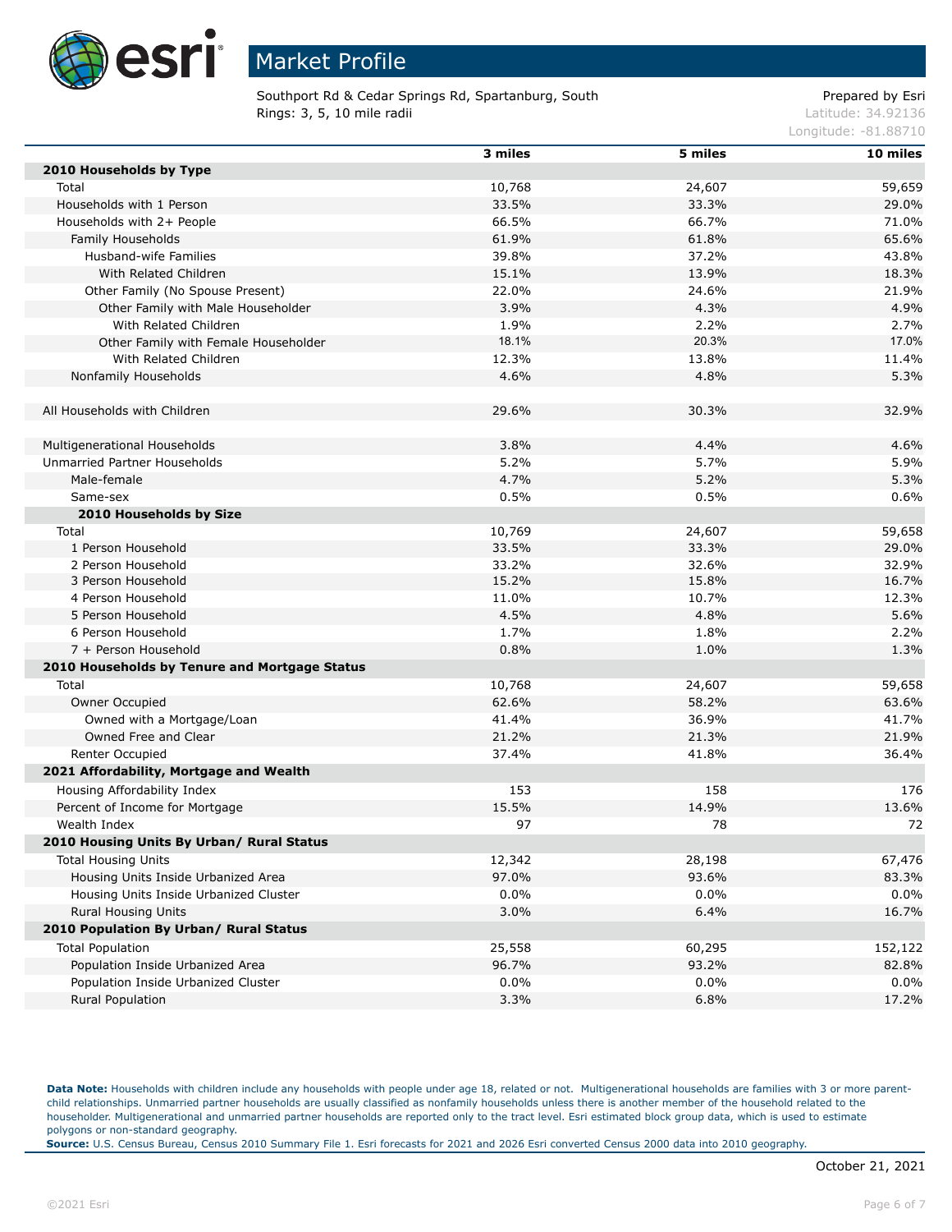# Market Profile

Southport Rd & Cedar Springs Rd, Spartanburg, South
Rings: 3, 5, 10 mile radii

Prepared by Esri
Latitude: 34.92136
Longitude: -81.88710

| | 3 miles | 5 miles | 10 miles |
|---|---|---|---|
| **2010 Households by Type** | | | |
| Total | 10,768 | 24,607 | 59,659 |
| Households with 1 Person | 33.5% | 33.3% | 29.0% |
| Households with 2+ People | 66.5% | 66.7% | 71.0% |
| Family Households | 61.9% | 61.8% | 65.6% |
| Husband-wife Families | 39.8% | 37.2% | 43.8% |
| With Related Children | 15.1% | 13.9% | 18.3% |
| Other Family (No Spouse Present) | 22.0% | 24.6% | 21.9% |
| Other Family with Male Householder | 3.9% | 4.3% | 4.9% |
| With Related Children | 1.9% | 2.2% | 2.7% |
| Other Family with Female Householder | 18.1% | 20.3% | 17.0% |
| With Related Children | 12.3% | 13.8% | 11.4% |
| Nonfamily Households | 4.6% | 4.8% | 5.3% |
| | | | |
| All Households with Children | 29.6% | 30.3% | 32.9% |
| | | | |
| Multigenerational Households | 3.8% | 4.4% | 4.6% |
| Unmarried Partner Households | 5.2% | 5.7% | 5.9% |
| Male-female | 4.7% | 5.2% | 5.3% |
| Same-sex | 0.5% | 0.5% | 0.6% |
| **2010 Households by Size** | | | |
| Total | 10,769 | 24,607 | 59,658 |
| 1 Person Household | 33.5% | 33.3% | 29.0% |
| 2 Person Household | 33.2% | 32.6% | 32.9% |
| 3 Person Household | 15.2% | 15.8% | 16.7% |
| 4 Person Household | 11.0% | 10.7% | 12.3% |
| 5 Person Household | 4.5% | 4.8% | 5.6% |
| 6 Person Household | 1.7% | 1.8% | 2.2% |
| 7 + Person Household | 0.8% | 1.0% | 1.3% |
| **2010 Households by Tenure and Mortgage Status** | | | |
| Total | 10,768 | 24,607 | 59,658 |
| Owner Occupied | 62.6% | 58.2% | 63.6% |
| Owned with a Mortgage/Loan | 41.4% | 36.9% | 41.7% |
| Owned Free and Clear | 21.2% | 21.3% | 21.9% |
| Renter Occupied | 37.4% | 41.8% | 36.4% |
| **2021 Affordability, Mortgage and Wealth** | | | |
| Housing Affordability Index | 153 | 158 | 176 |
| Percent of Income for Mortgage | 15.5% | 14.9% | 13.6% |
| Wealth Index | 97 | 78 | 72 |
| **2010 Housing Units By Urban/ Rural Status** | | | |
| Total Housing Units | 12,342 | 28,198 | 67,476 |
| Housing Units Inside Urbanized Area | 97.0% | 93.6% | 83.3% |
| Housing Units Inside Urbanized Cluster | 0.0% | 0.0% | 0.0% |
| Rural Housing Units | 3.0% | 6.4% | 16.7% |
| **2010 Population By Urban/ Rural Status** | | | |
| Total Population | 25,558 | 60,295 | 152,122 |
| Population Inside Urbanized Area | 96.7% | 93.2% | 82.8% |
| Population Inside Urbanized Cluster | 0.0% | 0.0% | 0.0% |
| Rural Population | 3.3% | 6.8% | 17.2% |

**Data Note:** Households with children include any households with people under age 18, related or not. Multigenerational households are families with 3 or more parent-child relationships. Unmarried partner households are usually classified as nonfamily households unless there is another member of the household related to the householder. Multigenerational and unmarried partner households are reported only to the tract level. Esri estimated block group data, which is used to estimate polygons or non-standard geography.
**Source:** U.S. Census Bureau, Census 2010 Summary File 1. Esri forecasts for 2021 and 2026 Esri converted Census 2000 data into 2010 geography.

October 21, 2021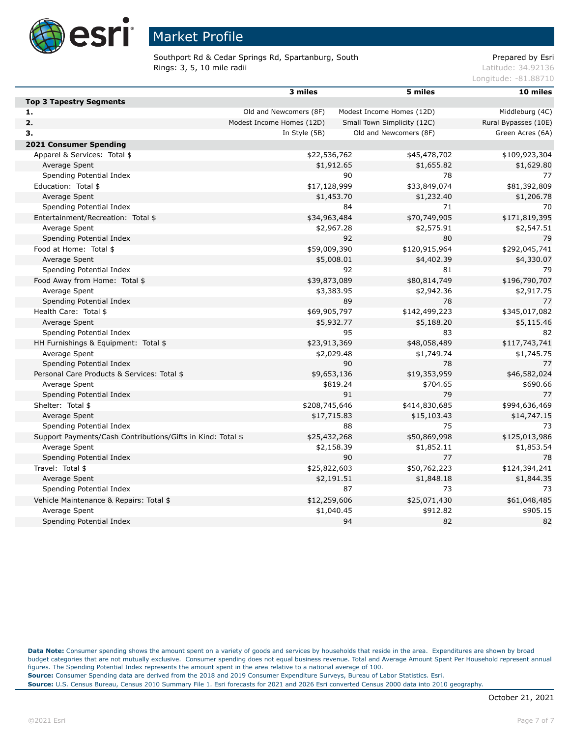# Market Profile

Southport Rd & Cedar Springs Rd, Spartanburg, South
Rings: 3, 5, 10 mile radii

Prepared by Esri
Latitude: 34.92136
Longitude: -81.88710

| | 3 miles | 5 miles | 10 miles |
|---|---|---|---|
| **Top 3 Tapestry Segments** | | | |
| **1.** | Old and Newcomers (8F) | Modest Income Homes (12D) | Middleburg (4C) |
| **2.** | Modest Income Homes (12D) | Small Town Simplicity (12C) | Rural Bypasses (10E) |
| **3.** | In Style (5B) | Old and Newcomers (8F) | Green Acres (6A) |
| **2021 Consumer Spending** | | | |
| Apparel & Services: Total $ | $22,536,762 | $45,478,702 | $109,923,304 |
| Average Spent | $1,912.65 | $1,655.82 | $1,629.80 |
| Spending Potential Index | 90 | 78 | 77 |
| Education: Total $ | $17,128,999 | $33,849,074 | $81,392,809 |
| Average Spent | $1,453.70 | $1,232.40 | $1,206.78 |
| Spending Potential Index | 84 | 71 | 70 |
| Entertainment/Recreation: Total $ | $34,963,484 | $70,749,905 | $171,819,395 |
| Average Spent | $2,967.28 | $2,575.91 | $2,547.51 |
| Spending Potential Index | 92 | 80 | 79 |
| Food at Home: Total $ | $59,009,390 | $120,915,964 | $292,045,741 |
| Average Spent | $5,008.01 | $4,402.39 | $4,330.07 |
| Spending Potential Index | 92 | 81 | 79 |
| Food Away from Home: Total $ | $39,873,089 | $80,814,749 | $196,790,707 |
| Average Spent | $3,383.95 | $2,942.36 | $2,917.75 |
| Spending Potential Index | 89 | 78 | 77 |
| Health Care: Total $ | $69,905,797 | $142,499,223 | $345,017,082 |
| Average Spent | $5,932.77 | $5,188.20 | $5,115.46 |
| Spending Potential Index | 95 | 83 | 82 |
| HH Furnishings & Equipment: Total $ | $23,913,369 | $48,058,489 | $117,743,741 |
| Average Spent | $2,029.48 | $1,749.74 | $1,745.75 |
| Spending Potential Index | 90 | 78 | 77 |
| Personal Care Products & Services: Total $ | $9,653,136 | $19,353,959 | $46,582,024 |
| Average Spent | $819.24 | $704.65 | $690.66 |
| Spending Potential Index | 91 | 79 | 77 |
| Shelter: Total $ | $208,745,646 | $414,830,685 | $994,636,469 |
| Average Spent | $17,715.83 | $15,103.43 | $14,747.15 |
| Spending Potential Index | 88 | 75 | 73 |
| Support Payments/Cash Contributions/Gifts in Kind: Total $ | $25,432,268 | $50,869,998 | $125,013,986 |
| Average Spent | $2,158.39 | $1,852.11 | $1,853.54 |
| Spending Potential Index | 90 | 77 | 78 |
| Travel: Total $ | $25,822,603 | $50,762,223 | $124,394,241 |
| Average Spent | $2,191.51 | $1,848.18 | $1,844.35 |
| Spending Potential Index | 87 | 73 | 73 |
| Vehicle Maintenance & Repairs: Total $ | $12,259,606 | $25,071,430 | $61,048,485 |
| Average Spent | $1,040.45 | $912.82 | $905.15 |
| Spending Potential Index | 94 | 82 | 82 |

**Data Note:** Consumer spending shows the amount spent on a variety of goods and services by households that reside in the area. Expenditures are shown by broad budget categories that are not mutually exclusive. Consumer spending does not equal business revenue. Total and Average Amount Spent Per Household represent annual figures. The Spending Potential Index represents the amount spent in the area relative to a national average of 100.
**Source:** Consumer Spending data are derived from the 2018 and 2019 Consumer Expenditure Surveys, Bureau of Labor Statistics. Esri.
**Source:** U.S. Census Bureau, Census 2010 Summary File 1. Esri forecasts for 2021 and 2026 Esri converted Census 2000 data into 2010 geography.

October 21, 2021